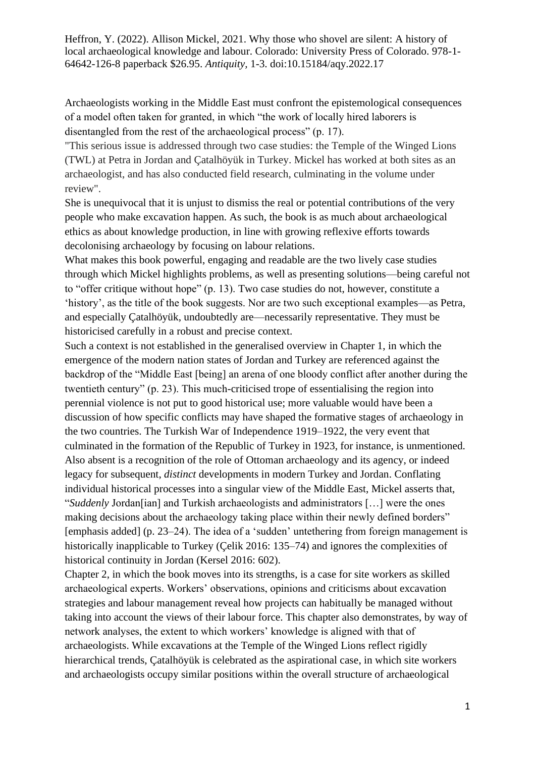Heffron, Y. (2022). Allison Mickel, 2021. Why those who shovel are silent: A history of local archaeological knowledge and labour. Colorado: University Press of Colorado. 978-1-64642-126-8 paperback $26.95. *Antiquity,* 1-3. doi:10.15184/aqy.2022.17

Archaeologists working in the Middle East must confront the epistemological consequences of a model often taken for granted, in which "the work of locally hired laborers is disentangled from the rest of the archaeological process" (p. 17).

"This serious issue is addressed through two case studies: the Temple of the Winged Lions (TWL) at Petra in Jordan and Çatalhöyük in Turkey. Mickel has worked at both sites as an archaeologist, and has also conducted field research, culminating in the volume under review".

She is unequivocal that it is unjust to dismiss the real or potential contributions of the very people who make excavation happen. As such, the book is as much about archaeological ethics as about knowledge production, in line with growing reflexive efforts towards decolonising archaeology by focusing on labour relations.

What makes this book powerful, engaging and readable are the two lively case studies through which Mickel highlights problems, as well as presenting solutions—being careful not to "offer critique without hope" (p. 13). Two case studies do not, however, constitute a 'history', as the title of the book suggests. Nor are two such exceptional examples—as Petra, and especially Çatalhöyük, undoubtedly are—necessarily representative. They must be historicised carefully in a robust and precise context.

Such a context is not established in the generalised overview in Chapter 1, in which the emergence of the modern nation states of Jordan and Turkey are referenced against the backdrop of the "Middle East [being] an arena of one bloody conflict after another during the twentieth century" (p. 23). This much-criticised trope of essentialising the region into perennial violence is not put to good historical use; more valuable would have been a discussion of how specific conflicts may have shaped the formative stages of archaeology in the two countries. The Turkish War of Independence 1919–1922, the very event that culminated in the formation of the Republic of Turkey in 1923, for instance, is unmentioned. Also absent is a recognition of the role of Ottoman archaeology and its agency, or indeed legacy for subsequent, *distinct* developments in modern Turkey and Jordan. Conflating individual historical processes into a singular view of the Middle East, Mickel asserts that, "*Suddenly* Jordan[ian] and Turkish archaeologists and administrators […] were the ones making decisions about the archaeology taking place within their newly defined borders" [emphasis added] (p. 23–24). The idea of a 'sudden' untethering from foreign management is historically inapplicable to Turkey (Çelik 2016: 135–74) and ignores the complexities of historical continuity in Jordan (Kersel 2016: 602).

Chapter 2, in which the book moves into its strengths, is a case for site workers as skilled archaeological experts. Workers' observations, opinions and criticisms about excavation strategies and labour management reveal how projects can habitually be managed without taking into account the views of their labour force. This chapter also demonstrates, by way of network analyses, the extent to which workers' knowledge is aligned with that of archaeologists. While excavations at the Temple of the Winged Lions reflect rigidly hierarchical trends, Çatalhöyük is celebrated as the aspirational case, in which site workers and archaeologists occupy similar positions within the overall structure of archaeological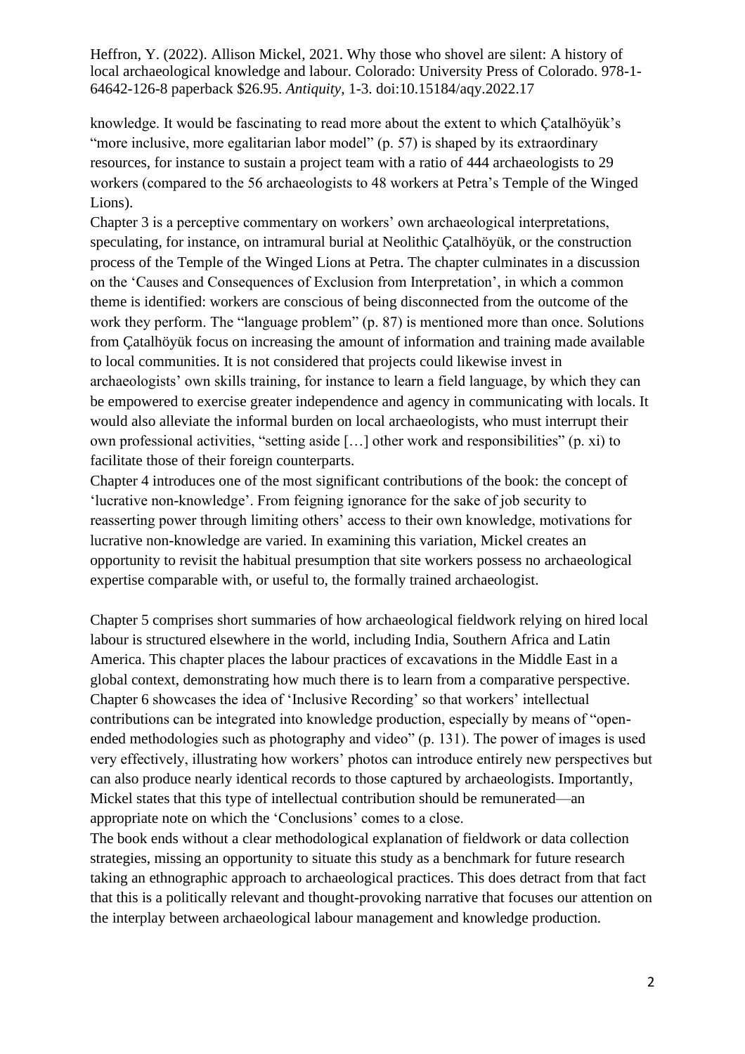knowledge. It would be fascinating to read more about the extent to which Çatalhöyük's "more inclusive, more egalitarian labor model" (p. 57) is shaped by its extraordinary resources, for instance to sustain a project team with a ratio of 444 archaeologists to 29 workers (compared to the 56 archaeologists to 48 workers at Petra's Temple of the Winged Lions).

Chapter 3 is a perceptive commentary on workers' own archaeological interpretations, speculating, for instance, on intramural burial at Neolithic Çatalhöyük, or the construction process of the Temple of the Winged Lions at Petra. The chapter culminates in a discussion on the 'Causes and Consequences of Exclusion from Interpretation', in which a common theme is identified: workers are conscious of being disconnected from the outcome of the work they perform. The "language problem" (p. 87) is mentioned more than once. Solutions from Çatalhöyük focus on increasing the amount of information and training made available to local communities. It is not considered that projects could likewise invest in archaeologists' own skills training, for instance to learn a field language, by which they can be empowered to exercise greater independence and agency in communicating with locals. It would also alleviate the informal burden on local archaeologists, who must interrupt their own professional activities, "setting aside […] other work and responsibilities" (p. xi) to facilitate those of their foreign counterparts.

Chapter 4 introduces one of the most significant contributions of the book: the concept of 'lucrative non-knowledge'. From feigning ignorance for the sake of job security to reasserting power through limiting others' access to their own knowledge, motivations for lucrative non-knowledge are varied. In examining this variation, Mickel creates an opportunity to revisit the habitual presumption that site workers possess no archaeological expertise comparable with, or useful to, the formally trained archaeologist.

Chapter 5 comprises short summaries of how archaeological fieldwork relying on hired local labour is structured elsewhere in the world, including India, Southern Africa and Latin America. This chapter places the labour practices of excavations in the Middle East in a global context, demonstrating how much there is to learn from a comparative perspective.

Chapter 6 showcases the idea of 'Inclusive Recording' so that workers' intellectual contributions can be integrated into knowledge production, especially by means of "open-ended methodologies such as photography and video" (p. 131). The power of images is used very effectively, illustrating how workers' photos can introduce entirely new perspectives but can also produce nearly identical records to those captured by archaeologists. Importantly, Mickel states that this type of intellectual contribution should be remunerated—an appropriate note on which the 'Conclusions' comes to a close.

The book ends without a clear methodological explanation of fieldwork or data collection strategies, missing an opportunity to situate this study as a benchmark for future research taking an ethnographic approach to archaeological practices. This does detract from that fact that this is a politically relevant and thought-provoking narrative that focuses our attention on the interplay between archaeological labour management and knowledge production.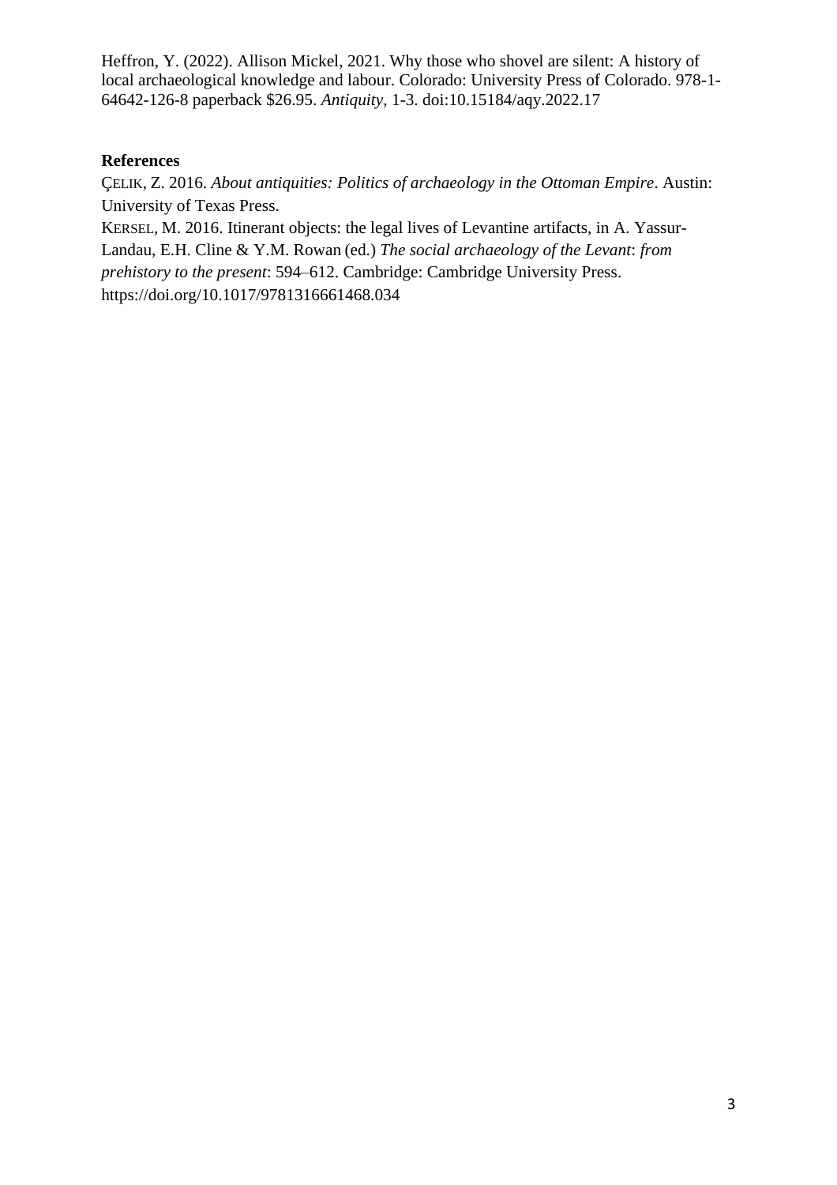Heffron, Y. (2022). Allison Mickel, 2021. Why those who shovel are silent: A history of local archaeological knowledge and labour. Colorado: University Press of Colorado. 978-1-64642-126-8 paperback $26.95. *Antiquity*, 1-3. doi:10.15184/aqy.2022.17

**References**

ÇELIK, Z. 2016. *About antiquities: Politics of archaeology in the Ottoman Empire*. Austin: University of Texas Press.

KERSEL, M. 2016. Itinerant objects: the legal lives of Levantine artifacts, in A. Yassur-Landau, E.H. Cline & Y.M. Rowan (ed.) *The social archaeology of the Levant*: *from prehistory to the present*: 594–612. Cambridge: Cambridge University Press. https://doi.org/10.1017/9781316661468.034